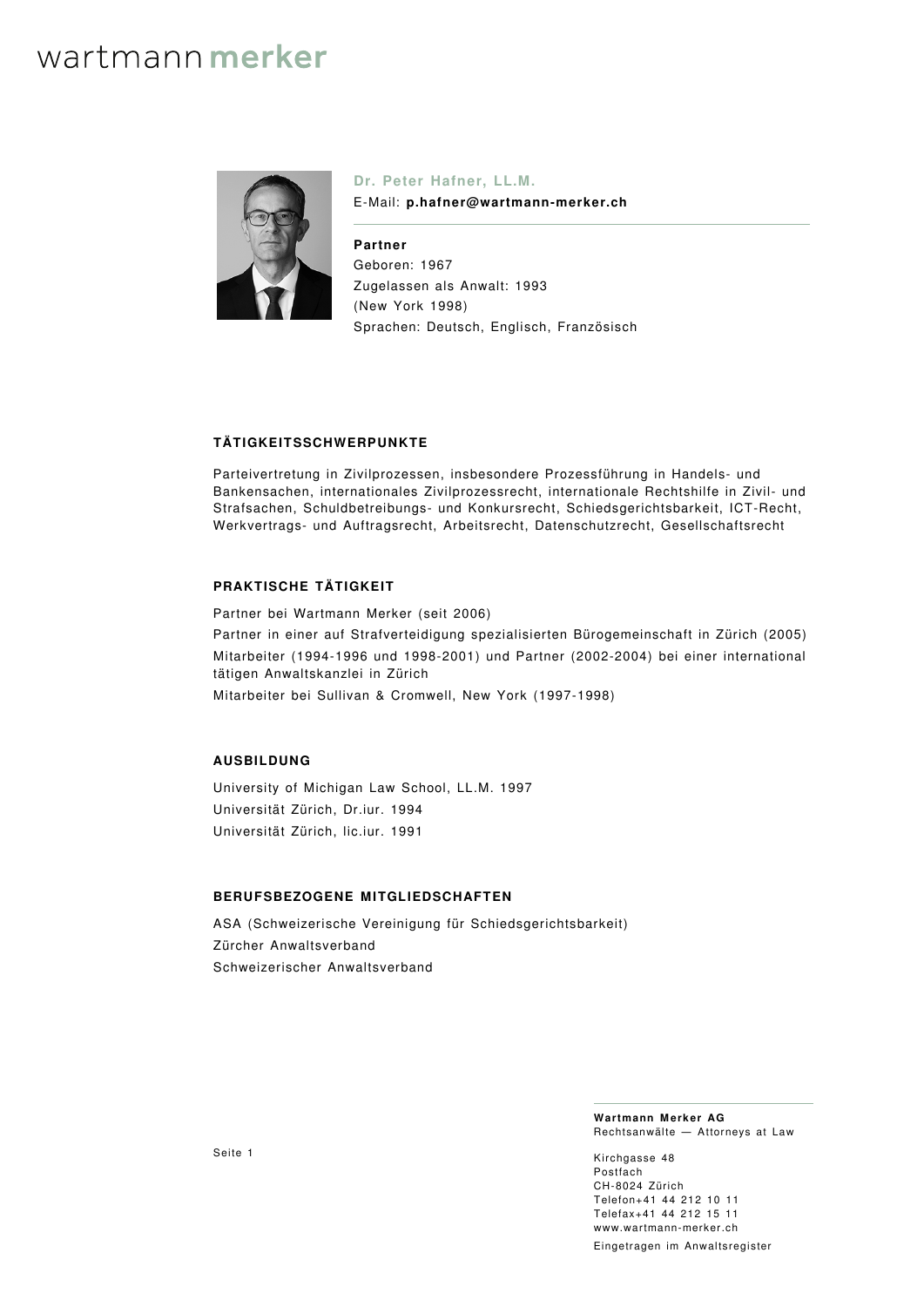wartmann merker

## Dr. Peter Hafner, LL.M.

E-Mail: **p.hafner@wartmann-merker.ch**

**Partner**
Geboren: 1967
Zugelassen als Anwalt: 1993
(New York 1998)
Sprachen: Deutsch, Englisch, Französisch

### TÄTIGKEITSSCHWERPUNKTE

Parteivertretung in Zivilprozessen, insbesondere Prozessführung in Handels- und Bankensachen, internationales Zivilprozessrecht, internationale Rechtshilfe in Zivil- und Strafsachen, Schuldbetreibungs- und Konkursrecht, Schiedsgerichtsbarkeit, ICT-Recht, Werkvertrags- und Auftragsrecht, Arbeitsrecht, Datenschutzrecht, Gesellschaftsrecht

### PRAKTISCHE TÄTIGKEIT

Partner bei Wartmann Merker (seit 2006)

Partner in einer auf Strafverteidigung spezialisierten Bürogemeinschaft in Zürich (2005)

Mitarbeiter (1994-1996 und 1998-2001) und Partner (2002-2004) bei einer international tätigen Anwaltskanzlei in Zürich

Mitarbeiter bei Sullivan & Cromwell, New York (1997-1998)

### AUSBILDUNG

University of Michigan Law School, LL.M. 1997

Universität Zürich, Dr.iur. 1994

Universität Zürich, lic.iur. 1991

### BERUFSBEZOGENE MITGLIEDSCHAFTEN

ASA (Schweizerische Vereinigung für Schiedsgerichtsbarkeit)

Zürcher Anwaltsverband

Schweizerischer Anwaltsverband

**Wartmann Merker AG**
Rechtsanwälte — Attorneys at Law

Kirchgasse 48
Postfach
CH-8024 Zürich
Telefon+41 44 212 10 11
Telefax+41 44 212 15 11
www.wartmann-merker.ch

Eingetragen im Anwaltsregister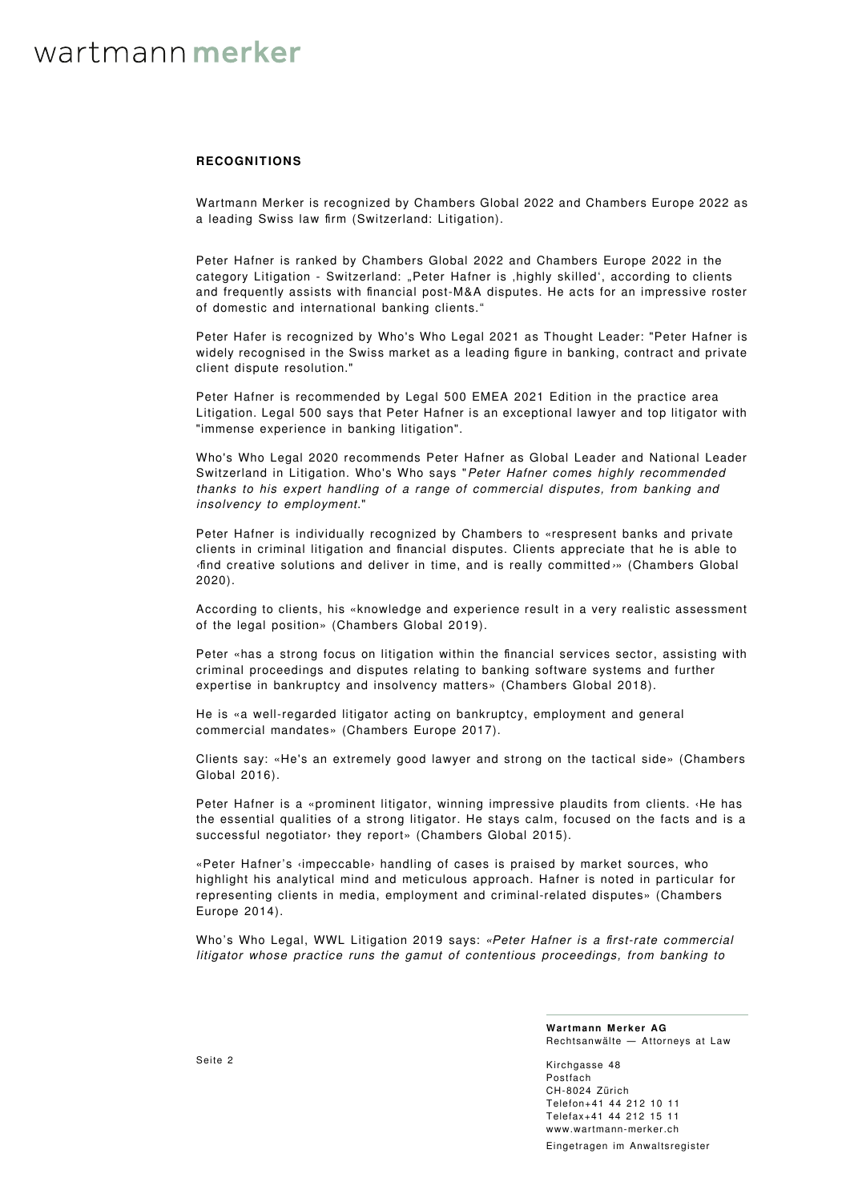**RECOGNITIONS**

Wartmann Merker is recognized by Chambers Global 2022 and Chambers Europe 2022 as a leading Swiss law firm (Switzerland: Litigation).

Peter Hafner is ranked by Chambers Global 2022 and Chambers Europe 2022 in the category Litigation - Switzerland: „Peter Hafner is ‚highly skilled', according to clients and frequently assists with financial post-M&A disputes. He acts for an impressive roster of domestic and international banking clients."

Peter Hafer is recognized by Who's Who Legal 2021 as Thought Leader: "Peter Hafner is widely recognised in the Swiss market as a leading figure in banking, contract and private client dispute resolution."

Peter Hafner is recommended by Legal 500 EMEA 2021 Edition in the practice area Litigation. Legal 500 says that Peter Hafner is an exceptional lawyer and top litigator with "immense experience in banking litigation".

Who's Who Legal 2020 recommends Peter Hafner as Global Leader and National Leader Switzerland in Litigation. Who's Who says "*Peter Hafner comes highly recommended thanks to his expert handling of a range of commercial disputes, from banking and insolvency to employment.*"

Peter Hafner is individually recognized by Chambers to «respresent banks and private clients in criminal litigation and financial disputes. Clients appreciate that he is able to ‹find creative solutions and deliver in time, and is really committed›» (Chambers Global 2020).

According to clients, his «knowledge and experience result in a very realistic assessment of the legal position» (Chambers Global 2019).

Peter «has a strong focus on litigation within the financial services sector, assisting with criminal proceedings and disputes relating to banking software systems and further expertise in bankruptcy and insolvency matters» (Chambers Global 2018).

He is «a well-regarded litigator acting on bankruptcy, employment and general commercial mandates» (Chambers Europe 2017).

Clients say: «He's an extremely good lawyer and strong on the tactical side» (Chambers Global 2016).

Peter Hafner is a «prominent litigator, winning impressive plaudits from clients. ‹He has the essential qualities of a strong litigator. He stays calm, focused on the facts and is a successful negotiator› they report» (Chambers Global 2015).

«Peter Hafner's ‹impeccable› handling of cases is praised by market sources, who highlight his analytical mind and meticulous approach. Hafner is noted in particular for representing clients in media, employment and criminal-related disputes» (Chambers Europe 2014).

Who's Who Legal, WWL Litigation 2019 says: *«Peter Hafner is a first-rate commercial litigator whose practice runs the gamut of contentious proceedings, from banking to*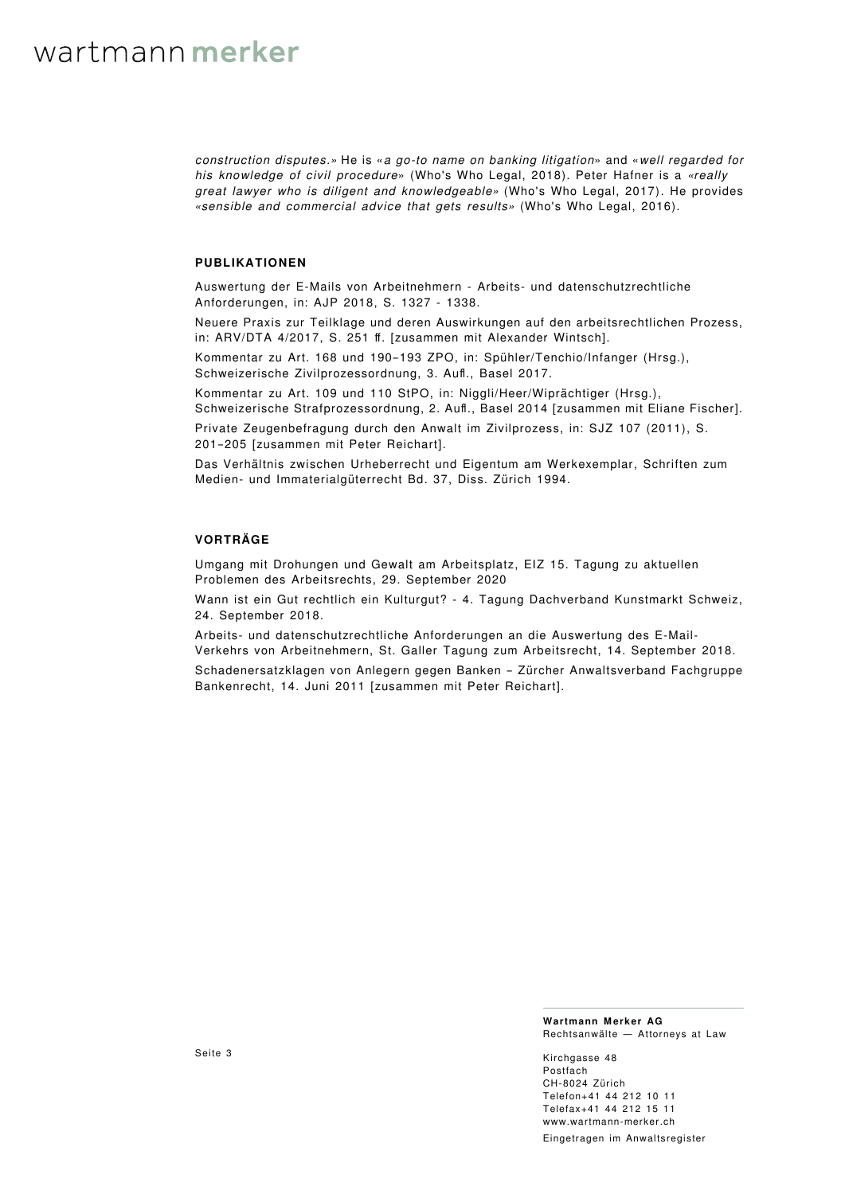*construction disputes.»* He is «*a go-to name on banking litigation*» and «*well regarded for his knowledge of civil procedure*» (Who's Who Legal, 2018). Peter Hafner is a «*really great lawyer who is diligent and knowledgeable»* (Who's Who Legal, 2017). He provides «*sensible and commercial advice that gets results*» (Who's Who Legal, 2016).

## PUBLIKATIONEN

Auswertung der E-Mails von Arbeitnehmern - Arbeits- und datenschutzrechtliche Anforderungen, in: AJP 2018, S. 1327 - 1338.

Neuere Praxis zur Teilklage und deren Auswirkungen auf den arbeitsrechtlichen Prozess, in: ARV/DTA 4/2017, S. 251 ff. [zusammen mit Alexander Wintsch].

Kommentar zu Art. 168 und 190–193 ZPO, in: Spühler/Tenchio/Infanger (Hrsg.), Schweizerische Zivilprozessordnung, 3. Aufl., Basel 2017.

Kommentar zu Art. 109 und 110 StPO, in: Niggli/Heer/Wiprächtiger (Hrsg.), Schweizerische Strafprozessordnung, 2. Aufl., Basel 2014 [zusammen mit Eliane Fischer].

Private Zeugenbefragung durch den Anwalt im Zivilprozess, in: SJZ 107 (2011), S. 201–205 [zusammen mit Peter Reichart].

Das Verhältnis zwischen Urheberrecht und Eigentum am Werkexemplar, Schriften zum Medien- und Immaterialgüterrecht Bd. 37, Diss. Zürich 1994.

## VORTRÄGE

Umgang mit Drohungen und Gewalt am Arbeitsplatz, EIZ 15. Tagung zu aktuellen Problemen des Arbeitsrechts, 29. September 2020

Wann ist ein Gut rechtlich ein Kulturgut? - 4. Tagung Dachverband Kunstmarkt Schweiz, 24. September 2018.

Arbeits- und datenschutzrechtliche Anforderungen an die Auswertung des E-Mail-Verkehrs von Arbeitnehmern, St. Galler Tagung zum Arbeitsrecht, 14. September 2018.

Schadenersatzklagen von Anlegern gegen Banken – Zürcher Anwaltsverband Fachgruppe Bankenrecht, 14. Juni 2011 [zusammen mit Peter Reichart].

**Wartmann Merker AG**
Rechtsanwälte — Attorneys at Law

Kirchgasse 48
Postfach
CH-8024 Zürich
Telefon+41 44 212 10 11
Telefax+41 44 212 15 11
www.wartmann-merker.ch

Eingetragen im Anwaltsregister